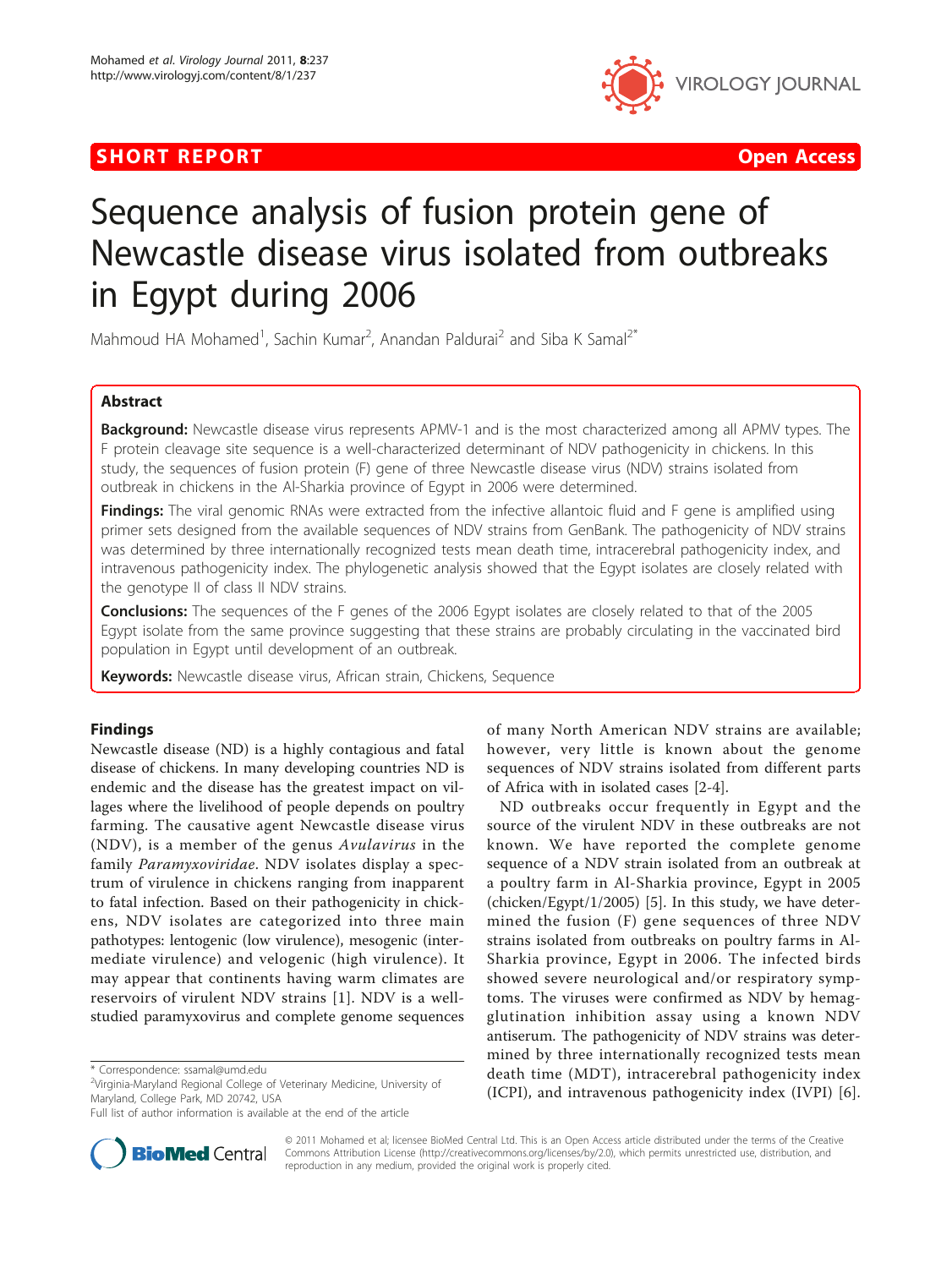**SHORT REPORT** **Open Access**

# Sequence analysis of fusion protein gene of Newcastle disease virus isolated from outbreaks in Egypt during 2006

Mahmoud HA Mohamed[1], Sachin Kumar[2], Anandan Paldurai[2] and Siba K Samal[2*]

## Abstract

**Background:** Newcastle disease virus represents APMV-1 and is the most characterized among all APMV types. The F protein cleavage site sequence is a well-characterized determinant of NDV pathogenicity in chickens. In this study, the sequences of fusion protein (F) gene of three Newcastle disease virus (NDV) strains isolated from outbreak in chickens in the Al-Sharkia province of Egypt in 2006 were determined.

**Findings:** The viral genomic RNAs were extracted from the infective allantoic fluid and F gene is amplified using primer sets designed from the available sequences of NDV strains from GenBank. The pathogenicity of NDV strains was determined by three internationally recognized tests mean death time, intracerebral pathogenicity index, and intravenous pathogenicity index. The phylogenetic analysis showed that the Egypt isolates are closely related with the genotype II of class II NDV strains.

**Conclusions:** The sequences of the F genes of the 2006 Egypt isolates are closely related to that of the 2005 Egypt isolate from the same province suggesting that these strains are probably circulating in the vaccinated bird population in Egypt until development of an outbreak.

**Keywords:** Newcastle disease virus, African strain, Chickens, Sequence

## Findings

Newcastle disease (ND) is a highly contagious and fatal disease of chickens. In many developing countries ND is endemic and the disease has the greatest impact on villages where the livelihood of people depends on poultry farming. The causative agent Newcastle disease virus (NDV), is a member of the genus *Avulavirus* in the family *Paramyxoviridae*. NDV isolates display a spectrum of virulence in chickens ranging from inapparent to fatal infection. Based on their pathogenicity in chickens, NDV isolates are categorized into three main pathotypes: lentogenic (low virulence), mesogenic (intermediate virulence) and velogenic (high virulence). It may appear that continents having warm climates are reservoirs of virulent NDV strains [1]. NDV is a well-studied paramyxovirus and complete genome sequences of many North American NDV strains are available; however, very little is known about the genome sequences of NDV strains isolated from different parts of Africa with in isolated cases [2-4].

ND outbreaks occur frequently in Egypt and the source of the virulent NDV in these outbreaks are not known. We have reported the complete genome sequence of a NDV strain isolated from an outbreak at a poultry farm in Al-Sharkia province, Egypt in 2005 (chicken/Egypt/1/2005) [5]. In this study, we have determined the fusion (F) gene sequences of three NDV strains isolated from outbreaks on poultry farms in Al-Sharkia province, Egypt in 2006. The infected birds showed severe neurological and/or respiratory symptoms. The viruses were confirmed as NDV by hemagglutination inhibition assay using a known NDV antiserum. The pathogenicity of NDV strains was determined by three internationally recognized tests mean death time (MDT), intracerebral pathogenicity index (ICPI), and intravenous pathogenicity index (IVPI) [6].

\* Correspondence: ssamal@umd.edu
[2]Virginia-Maryland Regional College of Veterinary Medicine, University of Maryland, College Park, MD 20742, USA
Full list of author information is available at the end of the article

© 2011 Mohamed et al; licensee BioMed Central Ltd. This is an Open Access article distributed under the terms of the Creative Commons Attribution License (http://creativecommons.org/licenses/by/2.0), which permits unrestricted use, distribution, and reproduction in any medium, provided the original work is properly cited.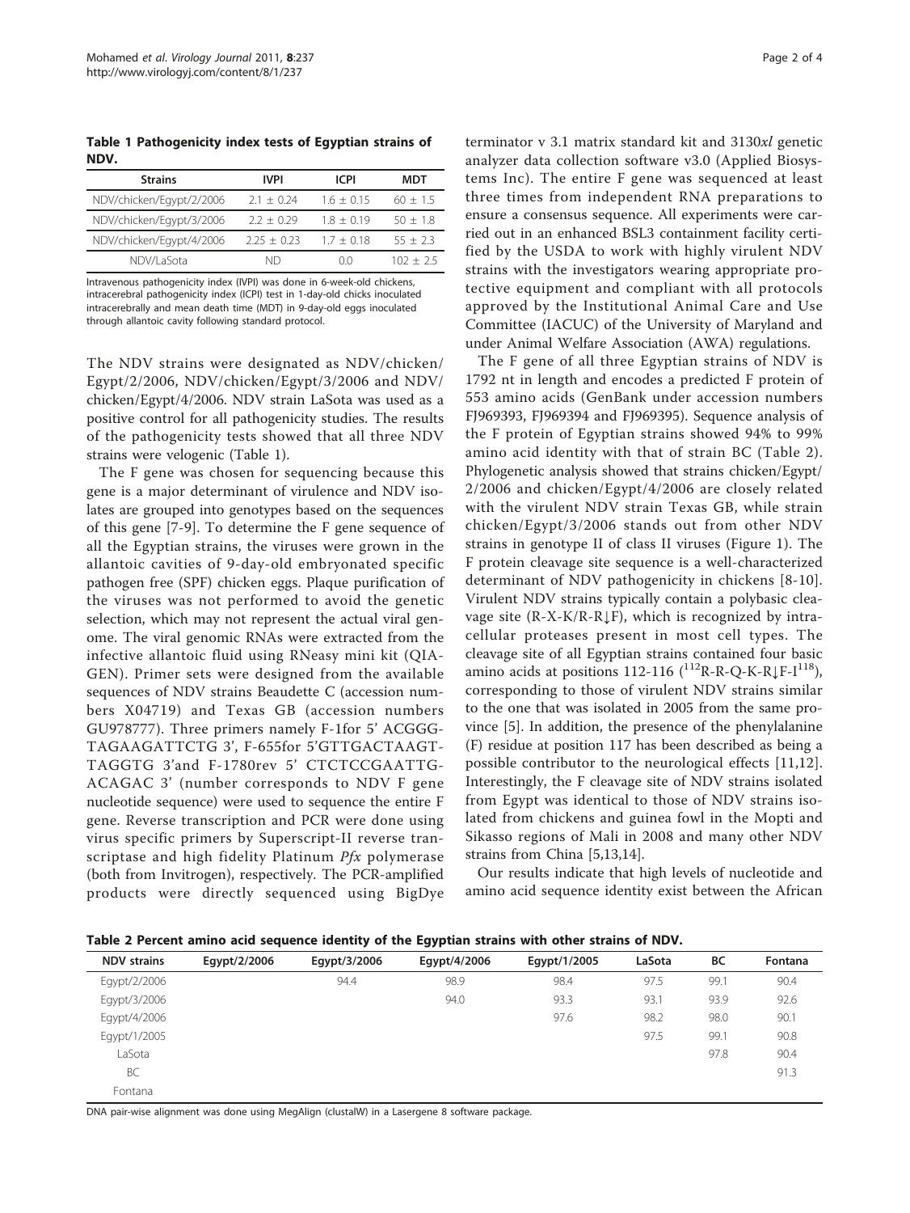**Table 1 Pathogenicity index tests of Egyptian strains of NDV.**

| Strains | IVPI | ICPI | MDT |
|---|---|---|---|
| NDV/chicken/Egypt/2/2006 | 2.1 ± 0.24 | 1.6 ± 0.15 | 60 ± 1.5 |
| NDV/chicken/Egypt/3/2006 | 2.2 ± 0.29 | 1.8 ± 0.19 | 50 ± 1.8 |
| NDV/chicken/Egypt/4/2006 | 2.25 ± 0.23 | 1.7 ± 0.18 | 55 ± 2.3 |
| NDV/LaSota | ND | 0.0 | 102 ± 2.5 |

Intravenous pathogenicity index (IVPI) was done in 6-week-old chickens, intracerebral pathogenicity index (ICPI) test in 1-day-old chicks inoculated intracerebrally and mean death time (MDT) in 9-day-old eggs inoculated through allantoic cavity following standard protocol.

The NDV strains were designated as NDV/chicken/Egypt/2/2006, NDV/chicken/Egypt/3/2006 and NDV/chicken/Egypt/4/2006. NDV strain LaSota was used as a positive control for all pathogenicity studies. The results of the pathogenicity tests showed that all three NDV strains were velogenic (Table 1).

The F gene was chosen for sequencing because this gene is a major determinant of virulence and NDV isolates are grouped into genotypes based on the sequences of this gene [7-9]. To determine the F gene sequence of all the Egyptian strains, the viruses were grown in the allantoic cavities of 9-day-old embryonated specific pathogen free (SPF) chicken eggs. Plaque purification of the viruses was not performed to avoid the genetic selection, which may not represent the actual viral genome. The viral genomic RNAs were extracted from the infective allantoic fluid using RNeasy mini kit (QIAGEN). Primer sets were designed from the available sequences of NDV strains Beaudette C (accession numbers X04719) and Texas GB (accession numbers GU978777). Three primers namely F-1for 5' ACGGGTAGAAGATTCTG 3', F-655for 5'GTTGACTAAGTTAGGTG 3'and F-1780rev 5' CTCTCCGAATTGACAGAC 3' (number corresponds to NDV F gene nucleotide sequence) were used to sequence the entire F gene. Reverse transcription and PCR were done using virus specific primers by Superscript-II reverse transcriptase and high fidelity Platinum *Pfx* polymerase (both from Invitrogen), respectively. The PCR-amplified products were directly sequenced using BigDye terminator v 3.1 matrix standard kit and 3130*xl* genetic analyzer data collection software v3.0 (Applied Biosystems Inc). The entire F gene was sequenced at least three times from independent RNA preparations to ensure a consensus sequence. All experiments were carried out in an enhanced BSL3 containment facility certified by the USDA to work with highly virulent NDV strains with the investigators wearing appropriate protective equipment and compliant with all protocols approved by the Institutional Animal Care and Use Committee (IACUC) of the University of Maryland and under Animal Welfare Association (AWA) regulations.

The F gene of all three Egyptian strains of NDV is 1792 nt in length and encodes a predicted F protein of 553 amino acids (GenBank under accession numbers FJ969393, FJ969394 and FJ969395). Sequence analysis of the F protein of Egyptian strains showed 94% to 99% amino acid identity with that of strain BC (Table 2). Phylogenetic analysis showed that strains chicken/Egypt/2/2006 and chicken/Egypt/4/2006 are closely related with the virulent NDV strain Texas GB, while strain chicken/Egypt/3/2006 stands out from other NDV strains in genotype II of class II viruses (Figure 1). The F protein cleavage site sequence is a well-characterized determinant of NDV pathogenicity in chickens [8-10]. Virulent NDV strains typically contain a polybasic cleavage site (R-X-K/R-R↓F), which is recognized by intracellular proteases present in most cell types. The cleavage site of all Egyptian strains contained four basic amino acids at positions 112-116 ($^{112}$R-R-Q-K-R↓F-I$^{118}$), corresponding to those of virulent NDV strains similar to the one that was isolated in 2005 from the same province [5]. In addition, the presence of the phenylalanine (F) residue at position 117 has been described as being a possible contributor to the neurological effects [11,12]. Interestingly, the F cleavage site of NDV strains isolated from Egypt was identical to those of NDV strains isolated from chickens and guinea fowl in the Mopti and Sikasso regions of Mali in 2008 and many other NDV strains from China [5,13,14].

Our results indicate that high levels of nucleotide and amino acid sequence identity exist between the African

**Table 2 Percent amino acid sequence identity of the Egyptian strains with other strains of NDV.**

| NDV strains | Egypt/2/2006 | Egypt/3/2006 | Egypt/4/2006 | Egypt/1/2005 | LaSota | BC | Fontana |
|---|---|---|---|---|---|---|---|
| Egypt/2/2006 | | 94.4 | 98.9 | 98.4 | 97.5 | 99.1 | 90.4 |
| Egypt/3/2006 | | | 94.0 | 93.3 | 93.1 | 93.9 | 92.6 |
| Egypt/4/2006 | | | | 97.6 | 98.2 | 98.0 | 90.1 |
| Egypt/1/2005 | | | | | 97.5 | 99.1 | 90.8 |
| LaSota | | | | | | 97.8 | 90.4 |
| BC | | | | | | | 91.3 |
| Fontana | | | | | | | |

DNA pair-wise alignment was done using MegAlign (clustalW) in a Lasergene 8 software package.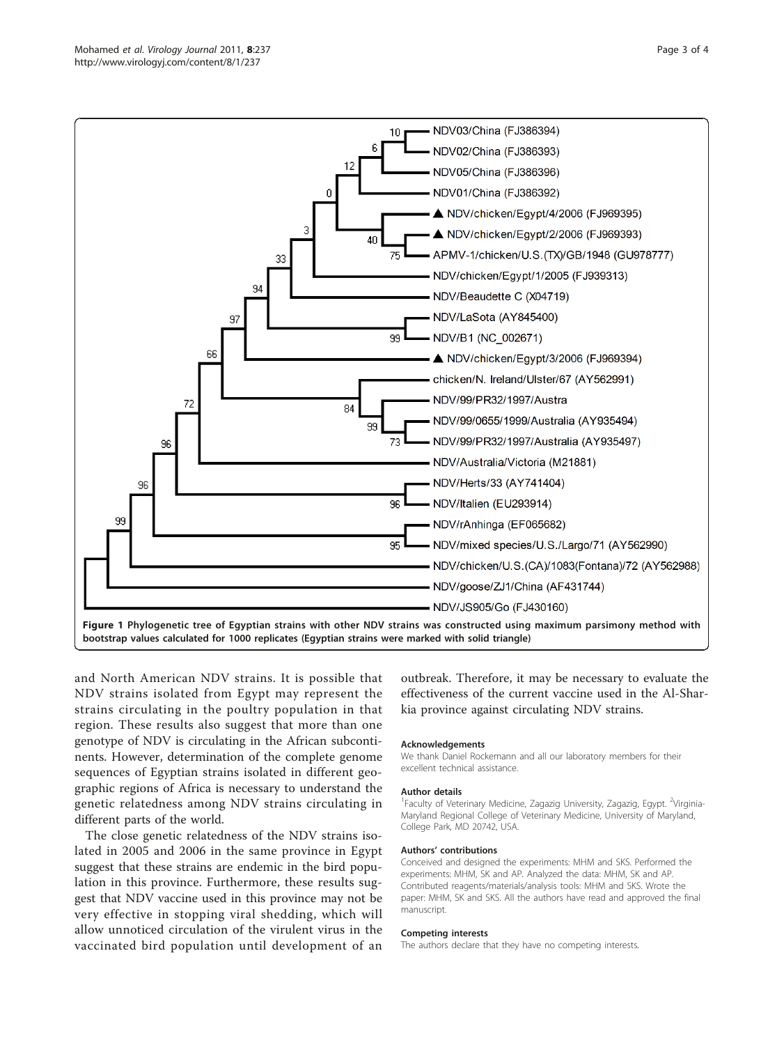10
6
12
0
3
40
75
33
94
97
99
66
72
84
99
73
96
96
96
99
95

NDV03/China (FJ386394)
NDV02/China (FJ386393)
NDV05/China (FJ386396)
NDV01/China (FJ386392)
▲ NDV/chicken/Egypt/4/2006 (FJ969395)
▲ NDV/chicken/Egypt/2/2006 (FJ969393)
APMV-1/chicken/U.S.(TX)/GB/1948 (GU978777)
NDV/chicken/Egypt/1/2005 (FJ939313)
NDV/Beaudette C (X04719)
NDV/LaSota (AY845400)
NDV/B1 (NC_002671)
▲ NDV/chicken/Egypt/3/2006 (FJ969394)
chicken/N. Ireland/Ulster/67 (AY562991)
NDV/99/PR32/1997/Austra
NDV/99/0655/1999/Australia (AY935494)
NDV/99/PR32/1997/Australia (AY935497)
NDV/Australia/Victoria (M21881)
NDV/Herts/33 (AY741404)
NDV/Italien (EU293914)
NDV/rAnhinga (EF065682)
NDV/mixed species/U.S./Largo/71 (AY562990)
NDV/chicken/U.S.(CA)/1083(Fontana)/72 (AY562988)
NDV/goose/ZJ1/China (AF431744)
NDV/JS905/Go (FJ430160)

**Figure 1 Phylogenetic tree of Egyptian strains with other NDV strains was constructed using maximum parsimony method with bootstrap values calculated for 1000 replicates (Egyptian strains were marked with solid triangle)**

and North American NDV strains. It is possible that NDV strains isolated from Egypt may represent the strains circulating in the poultry population in that region. These results also suggest that more than one genotype of NDV is circulating in the African subcontinents. However, determination of the complete genome sequences of Egyptian strains isolated in different geographic regions of Africa is necessary to understand the genetic relatedness among NDV strains circulating in different parts of the world.

The close genetic relatedness of the NDV strains isolated in 2005 and 2006 in the same province in Egypt suggest that these strains are endemic in the bird population in this province. Furthermore, these results suggest that NDV vaccine used in this province may not be very effective in stopping viral shedding, which will allow unnoticed circulation of the virulent virus in the vaccinated bird population until development of an outbreak. Therefore, it may be necessary to evaluate the effectiveness of the current vaccine used in the Al-Sharkia province against circulating NDV strains.

#### Acknowledgements

We thank Daniel Rockemann and all our laboratory members for their excellent technical assistance.

#### Author details

[1]Faculty of Veterinary Medicine, Zagazig University, Zagazig, Egypt. [2]Virginia-Maryland Regional College of Veterinary Medicine, University of Maryland, College Park, MD 20742, USA.

#### Authors' contributions

Conceived and designed the experiments: MHM and SKS. Performed the experiments: MHM, SK and AP. Analyzed the data: MHM, SK and AP. Contributed reagents/materials/analysis tools: MHM and SKS. Wrote the paper: MHM, SK and SKS. All the authors have read and approved the final manuscript.

#### Competing interests

The authors declare that they have no competing interests.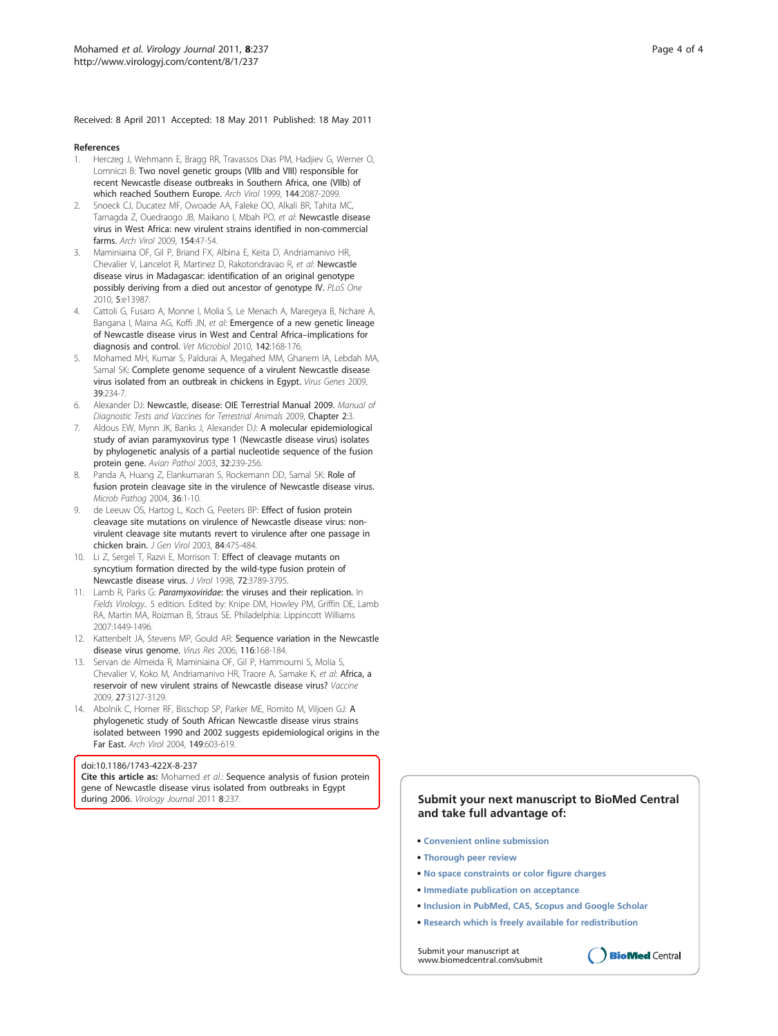Received: 8 April 2011 Accepted: 18 May 2011 Published: 18 May 2011

## References

1. Herczeg J, Wehmann E, Bragg RR, Travassos Dias PM, Hadjiev G, Werner O, Lomniczi B: **Two novel genetic groups (VIIb and VIII) responsible for recent Newcastle disease outbreaks in Southern Africa, one (VIIb) of which reached Southern Europe.** *Arch Virol* 1999, **144**:2087-2099.
2. Snoeck CJ, Ducatez MF, Owoade AA, Faleke OO, Alkali BR, Tahita MC, Tarnagda Z, Ouedraogo JB, Maikano I, Mbah PO, *et al*: **Newcastle disease virus in West Africa: new virulent strains identified in non-commercial farms.** *Arch Virol* 2009, **154**:47-54.
3. Maminiaina OF, Gil P, Briand FX, Albina E, Keita D, Andriamanivo HR, Chevalier V, Lancelot R, Martinez D, Rakotondravao R, *et al*: **Newcastle disease virus in Madagascar: identification of an original genotype possibly deriving from a died out ancestor of genotype IV.** *PLoS One* 2010, **5**:e13987.
4. Cattoli G, Fusaro A, Monne I, Molia S, Le Menach A, Maregeya B, Nchare A, Bangana I, Maina AG, Koffi JN, *et al*: **Emergence of a new genetic lineage of Newcastle disease virus in West and Central Africa–implications for diagnosis and control.** *Vet Microbiol* 2010, **142**:168-176.
5. Mohamed MH, Kumar S, Paldurai A, Megahed MM, Ghanem IA, Lebdah MA, Samal SK: **Complete genome sequence of a virulent Newcastle disease virus isolated from an outbreak in chickens in Egypt.** *Virus Genes* 2009, **39**:234-7.
6. Alexander DJ: **Newcastle, disease: OIE Terrestrial Manual 2009.** *Manual of Diagnostic Tests and Vaccines for Terrestrial Animals* 2009, **Chapter 2**:3.
7. Aldous EW, Mynn JK, Banks J, Alexander DJ: **A molecular epidemiological study of avian paramyxovirus type 1 (Newcastle disease virus) isolates by phylogenetic analysis of a partial nucleotide sequence of the fusion protein gene.** *Avian Pathol* 2003, **32**:239-256.
8. Panda A, Huang Z, Elankumaran S, Rockemann DD, Samal SK: **Role of fusion protein cleavage site in the virulence of Newcastle disease virus.** *Microb Pathog* 2004, **36**:1-10.
9. de Leeuw OS, Hartog L, Koch G, Peeters BP: **Effect of fusion protein cleavage site mutations on virulence of Newcastle disease virus: non-virulent cleavage site mutants revert to virulence after one passage in chicken brain.** *J Gen Virol* 2003, **84**:475-484.
10. Li Z, Sergel T, Razvi E, Morrison T: **Effect of cleavage mutants on syncytium formation directed by the wild-type fusion protein of Newcastle disease virus.** *J Virol* 1998, **72**:3789-3795.
11. Lamb R, Parks G: ***Paramyxoviridae*: the viruses and their replication.** In *Fields Virology.*. 5 edition. Edited by: Knipe DM, Howley PM, Griffin DE, Lamb RA, Martin MA, Roizman B, Straus SE. Philadelphia: Lippincott Williams 2007:1449-1496.
12. Kattenbelt JA, Stevens MP, Gould AR: **Sequence variation in the Newcastle disease virus genome.** *Virus Res* 2006, **116**:168-184.
13. Servan de Almeida R, Maminiaina OF, Gil P, Hammoumi S, Molia S, Chevalier V, Koko M, Andriamanivo HR, Traore A, Samake K, *et al*: **Africa, a reservoir of new virulent strains of Newcastle disease virus?** *Vaccine* 2009, **27**:3127-3129.
14. Abolnik C, Horner RF, Bisschop SP, Parker ME, Romito M, Viljoen GJ: **A phylogenetic study of South African Newcastle disease virus strains isolated between 1990 and 2002 suggests epidemiological origins in the Far East.** *Arch Virol* 2004, **149**:603-619.

doi:10.1186/1743-422X-8-237
**Cite this article as:** Mohamed *et al.*: Sequence analysis of fusion protein gene of Newcastle disease virus isolated from outbreaks in Egypt during 2006. *Virology Journal* 2011 **8**:237.

**Submit your next manuscript to BioMed Central and take full advantage of:**

- **Convenient online submission**
- **Thorough peer review**
- **No space constraints or color figure charges**
- **Immediate publication on acceptance**
- **Inclusion in PubMed, CAS, Scopus and Google Scholar**
- **Research which is freely available for redistribution**

Submit your manuscript at
www.biomedcentral.com/submit